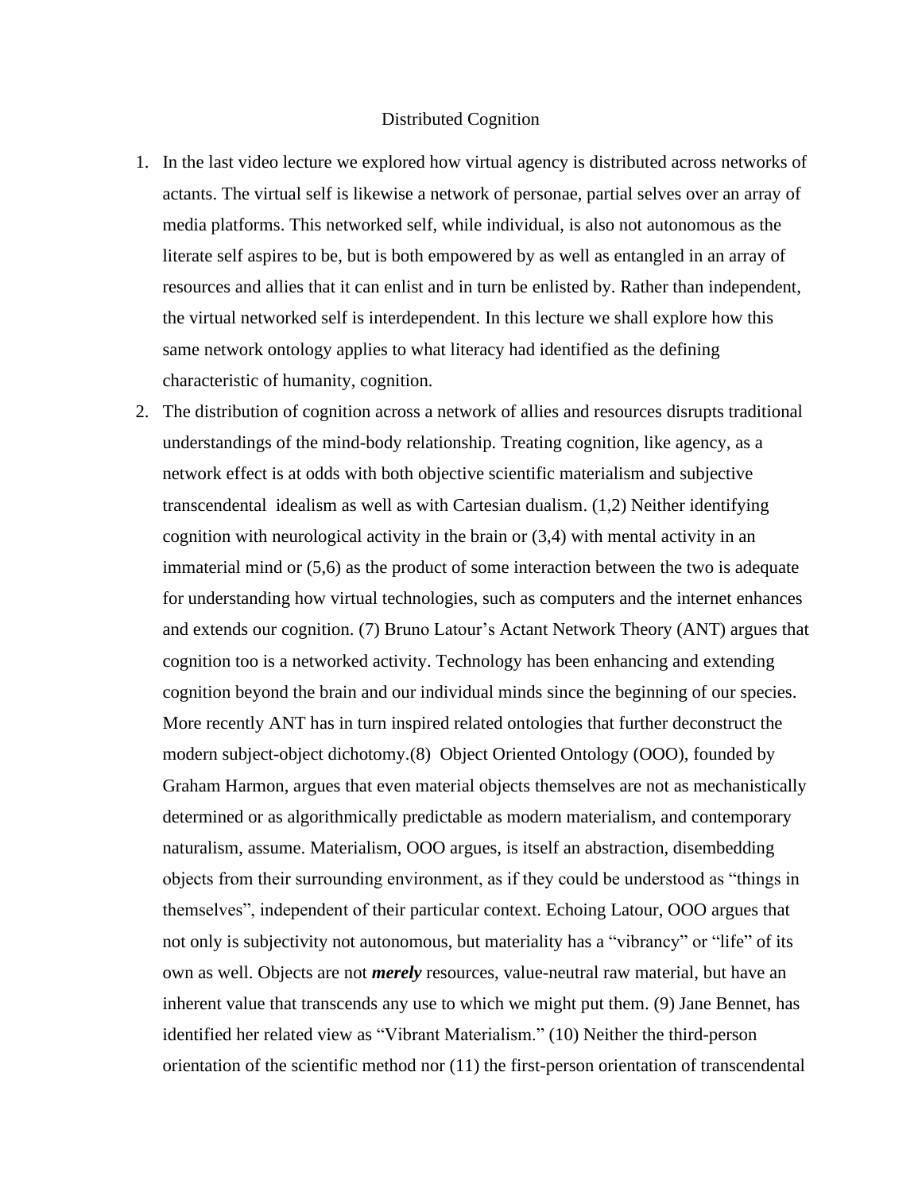# Distributed Cognition

1. In the last video lecture we explored how virtual agency is distributed across networks of actants. The virtual self is likewise a network of personae, partial selves over an array of media platforms. This networked self, while individual, is also not autonomous as the literate self aspires to be, but is both empowered by as well as entangled in an array of resources and allies that it can enlist and in turn be enlisted by. Rather than independent, the virtual networked self is interdependent. In this lecture we shall explore how this same network ontology applies to what literacy had identified as the defining characteristic of humanity, cognition.

2. The distribution of cognition across a network of allies and resources disrupts traditional understandings of the mind-body relationship. Treating cognition, like agency, as a network effect is at odds with both objective scientific materialism and subjective transcendental idealism as well as with Cartesian dualism. (1,2) Neither identifying cognition with neurological activity in the brain or (3,4) with mental activity in an immaterial mind or (5,6) as the product of some interaction between the two is adequate for understanding how virtual technologies, such as computers and the internet enhances and extends our cognition. (7) Bruno Latour's Actant Network Theory (ANT) argues that cognition too is a networked activity. Technology has been enhancing and extending cognition beyond the brain and our individual minds since the beginning of our species. More recently ANT has in turn inspired related ontologies that further deconstruct the modern subject-object dichotomy.(8) Object Oriented Ontology (OOO), founded by Graham Harmon, argues that even material objects themselves are not as mechanistically determined or as algorithmically predictable as modern materialism, and contemporary naturalism, assume. Materialism, OOO argues, is itself an abstraction, disembedding objects from their surrounding environment, as if they could be understood as "things in themselves", independent of their particular context. Echoing Latour, OOO argues that not only is subjectivity not autonomous, but materiality has a "vibrancy" or "life" of its own as well. Objects are not ***merely*** resources, value-neutral raw material, but have an inherent value that transcends any use to which we might put them. (9) Jane Bennet, has identified her related view as "Vibrant Materialism." (10) Neither the third-person orientation of the scientific method nor (11) the first-person orientation of transcendental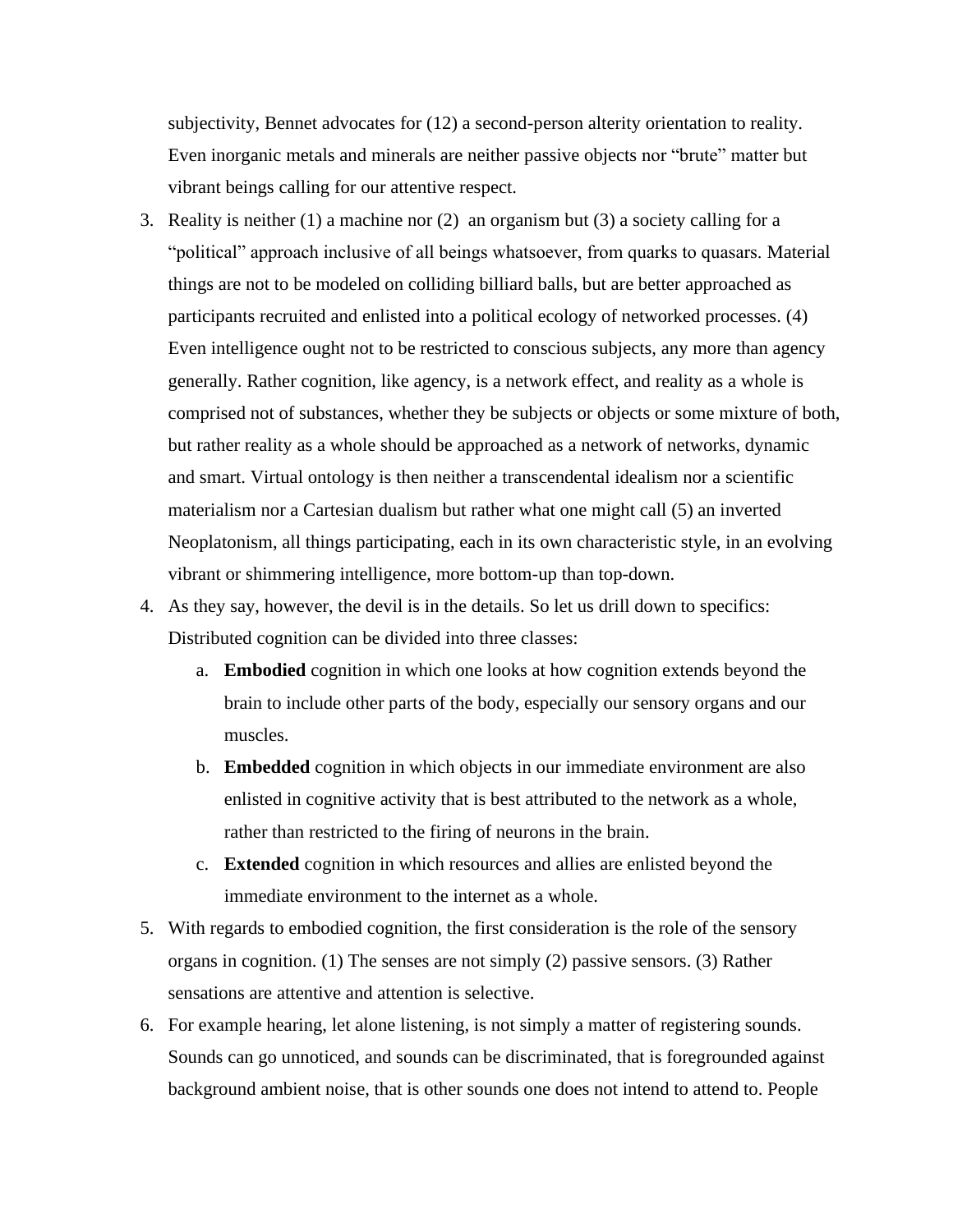subjectivity, Bennet advocates for (12) a second-person alterity orientation to reality. Even inorganic metals and minerals are neither passive objects nor "brute" matter but vibrant beings calling for our attentive respect.

3. Reality is neither (1) a machine nor (2) an organism but (3) a society calling for a "political" approach inclusive of all beings whatsoever, from quarks to quasars. Material things are not to be modeled on colliding billiard balls, but are better approached as participants recruited and enlisted into a political ecology of networked processes. (4) Even intelligence ought not to be restricted to conscious subjects, any more than agency generally. Rather cognition, like agency, is a network effect, and reality as a whole is comprised not of substances, whether they be subjects or objects or some mixture of both, but rather reality as a whole should be approached as a network of networks, dynamic and smart. Virtual ontology is then neither a transcendental idealism nor a scientific materialism nor a Cartesian dualism but rather what one might call (5) an inverted Neoplatonism, all things participating, each in its own characteristic style, in an evolving vibrant or shimmering intelligence, more bottom-up than top-down.
4. As they say, however, the devil is in the details. So let us drill down to specifics: Distributed cognition can be divided into three classes:
   a. **Embodied** cognition in which one looks at how cognition extends beyond the brain to include other parts of the body, especially our sensory organs and our muscles.
   b. **Embedded** cognition in which objects in our immediate environment are also enlisted in cognitive activity that is best attributed to the network as a whole, rather than restricted to the firing of neurons in the brain.
   c. **Extended** cognition in which resources and allies are enlisted beyond the immediate environment to the internet as a whole.
5. With regards to embodied cognition, the first consideration is the role of the sensory organs in cognition. (1) The senses are not simply (2) passive sensors. (3) Rather sensations are attentive and attention is selective.
6. For example hearing, let alone listening, is not simply a matter of registering sounds. Sounds can go unnoticed, and sounds can be discriminated, that is foregrounded against background ambient noise, that is other sounds one does not intend to attend to. People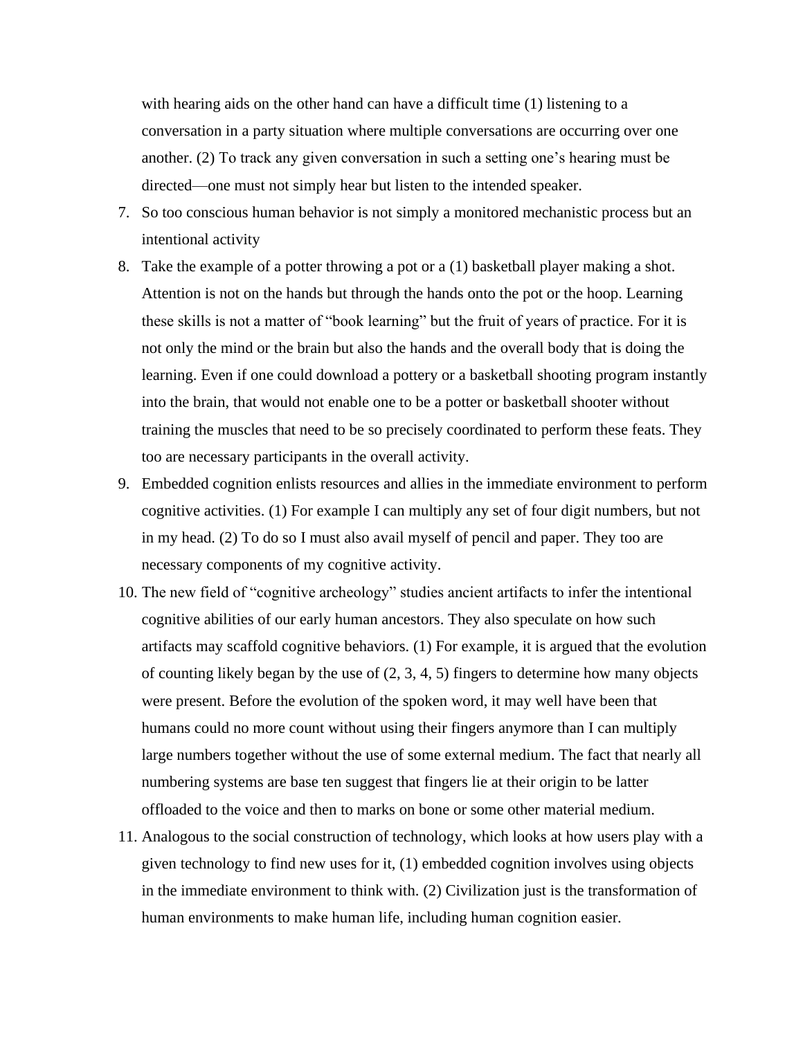with hearing aids on the other hand can have a difficult time (1) listening to a conversation in a party situation where multiple conversations are occurring over one another. (2) To track any given conversation in such a setting one's hearing must be directed—one must not simply hear but listen to the intended speaker.

7. So too conscious human behavior is not simply a monitored mechanistic process but an intentional activity
8. Take the example of a potter throwing a pot or a (1) basketball player making a shot. Attention is not on the hands but through the hands onto the pot or the hoop. Learning these skills is not a matter of "book learning" but the fruit of years of practice. For it is not only the mind or the brain but also the hands and the overall body that is doing the learning. Even if one could download a pottery or a basketball shooting program instantly into the brain, that would not enable one to be a potter or basketball shooter without training the muscles that need to be so precisely coordinated to perform these feats. They too are necessary participants in the overall activity.
9. Embedded cognition enlists resources and allies in the immediate environment to perform cognitive activities. (1) For example I can multiply any set of four digit numbers, but not in my head. (2) To do so I must also avail myself of pencil and paper. They too are necessary components of my cognitive activity.
10. The new field of "cognitive archeology" studies ancient artifacts to infer the intentional cognitive abilities of our early human ancestors. They also speculate on how such artifacts may scaffold cognitive behaviors. (1) For example, it is argued that the evolution of counting likely began by the use of (2, 3, 4, 5) fingers to determine how many objects were present. Before the evolution of the spoken word, it may well have been that humans could no more count without using their fingers anymore than I can multiply large numbers together without the use of some external medium. The fact that nearly all numbering systems are base ten suggest that fingers lie at their origin to be latter offloaded to the voice and then to marks on bone or some other material medium.
11. Analogous to the social construction of technology, which looks at how users play with a given technology to find new uses for it, (1) embedded cognition involves using objects in the immediate environment to think with. (2) Civilization just is the transformation of human environments to make human life, including human cognition easier.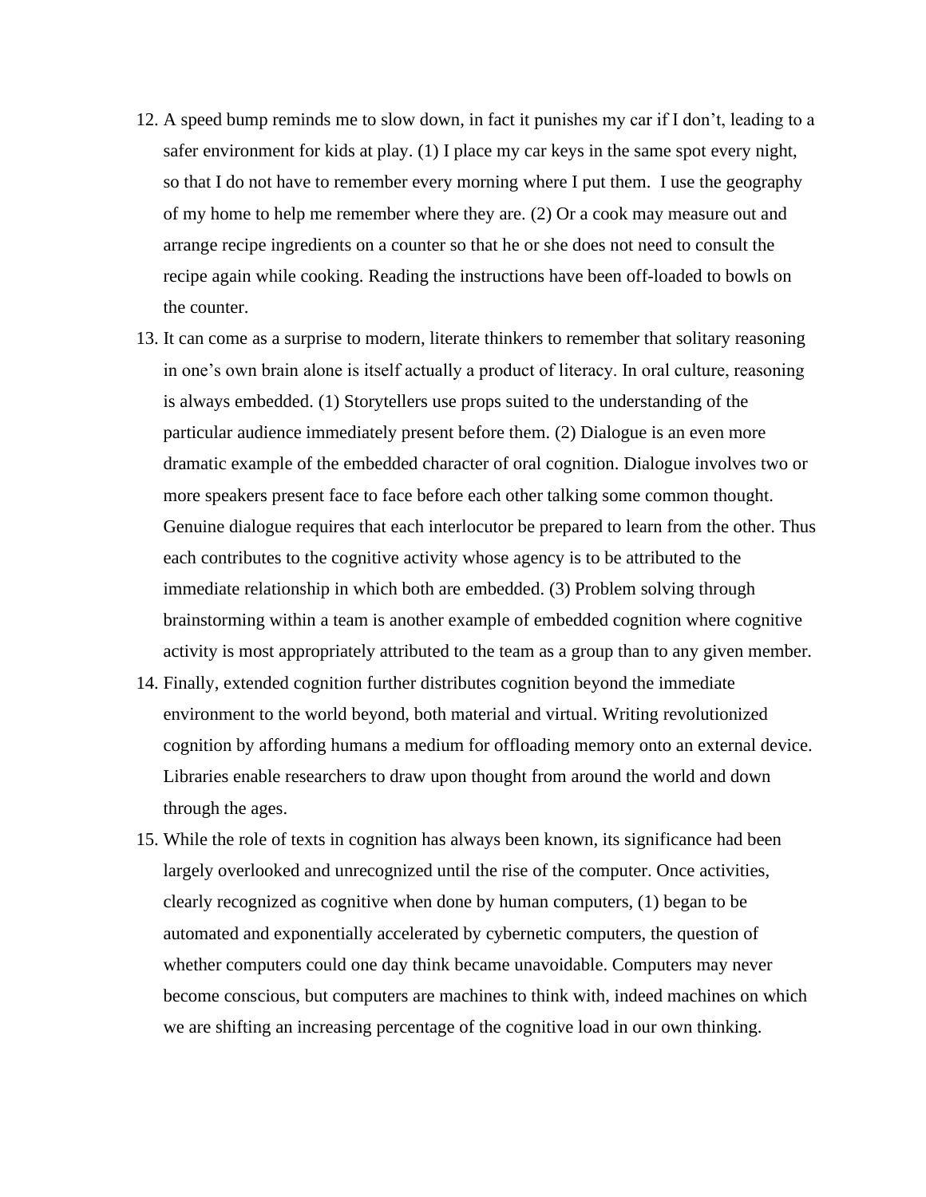12. A speed bump reminds me to slow down, in fact it punishes my car if I don't, leading to a safer environment for kids at play. (1) I place my car keys in the same spot every night, so that I do not have to remember every morning where I put them.  I use the geography of my home to help me remember where they are. (2) Or a cook may measure out and arrange recipe ingredients on a counter so that he or she does not need to consult the recipe again while cooking. Reading the instructions have been off-loaded to bowls on the counter.
13. It can come as a surprise to modern, literate thinkers to remember that solitary reasoning in one's own brain alone is itself actually a product of literacy. In oral culture, reasoning is always embedded. (1) Storytellers use props suited to the understanding of the particular audience immediately present before them. (2) Dialogue is an even more dramatic example of the embedded character of oral cognition. Dialogue involves two or more speakers present face to face before each other talking some common thought. Genuine dialogue requires that each interlocutor be prepared to learn from the other. Thus each contributes to the cognitive activity whose agency is to be attributed to the immediate relationship in which both are embedded. (3) Problem solving through brainstorming within a team is another example of embedded cognition where cognitive activity is most appropriately attributed to the team as a group than to any given member.
14. Finally, extended cognition further distributes cognition beyond the immediate environment to the world beyond, both material and virtual. Writing revolutionized cognition by affording humans a medium for offloading memory onto an external device. Libraries enable researchers to draw upon thought from around the world and down through the ages.
15. While the role of texts in cognition has always been known, its significance had been largely overlooked and unrecognized until the rise of the computer. Once activities, clearly recognized as cognitive when done by human computers, (1) began to be automated and exponentially accelerated by cybernetic computers, the question of whether computers could one day think became unavoidable. Computers may never become conscious, but computers are machines to think with, indeed machines on which we are shifting an increasing percentage of the cognitive load in our own thinking.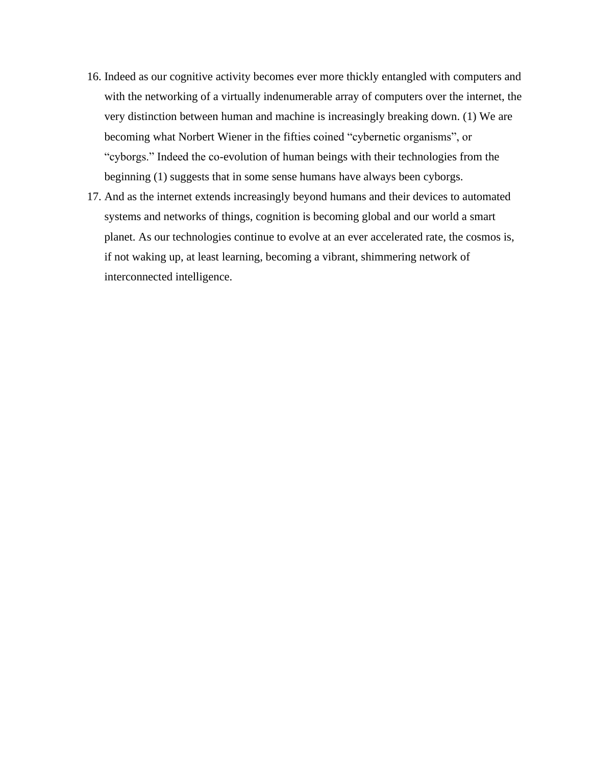16. Indeed as our cognitive activity becomes ever more thickly entangled with computers and with the networking of a virtually indenumerable array of computers over the internet, the very distinction between human and machine is increasingly breaking down. (1) We are becoming what Norbert Wiener in the fifties coined “cybernetic organisms”, or “cyborgs.” Indeed the co-evolution of human beings with their technologies from the beginning (1) suggests that in some sense humans have always been cyborgs.
17. And as the internet extends increasingly beyond humans and their devices to automated systems and networks of things, cognition is becoming global and our world a smart planet. As our technologies continue to evolve at an ever accelerated rate, the cosmos is, if not waking up, at least learning, becoming a vibrant, shimmering network of interconnected intelligence.